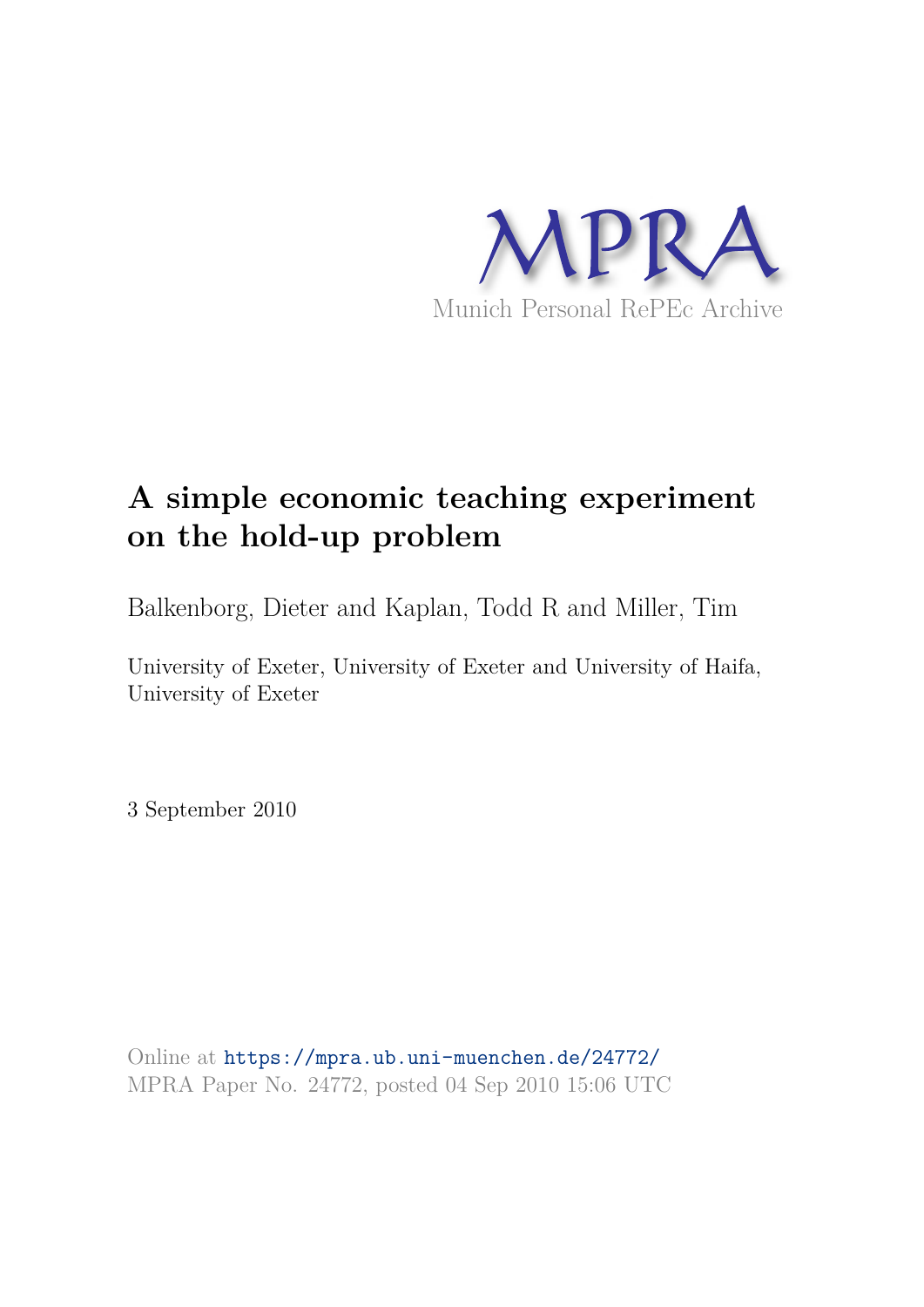MPRA

Munich Personal RePEc Archive

# A simple economic teaching experiment on the hold-up problem

Balkenborg, Dieter and Kaplan, Todd R and Miller, Tim

University of Exeter, University of Exeter and University of Haifa, University of Exeter

3 September 2010

Online at https://mpra.ub.uni-muenchen.de/24772/
MPRA Paper No. 24772, posted 04 Sep 2010 15:06 UTC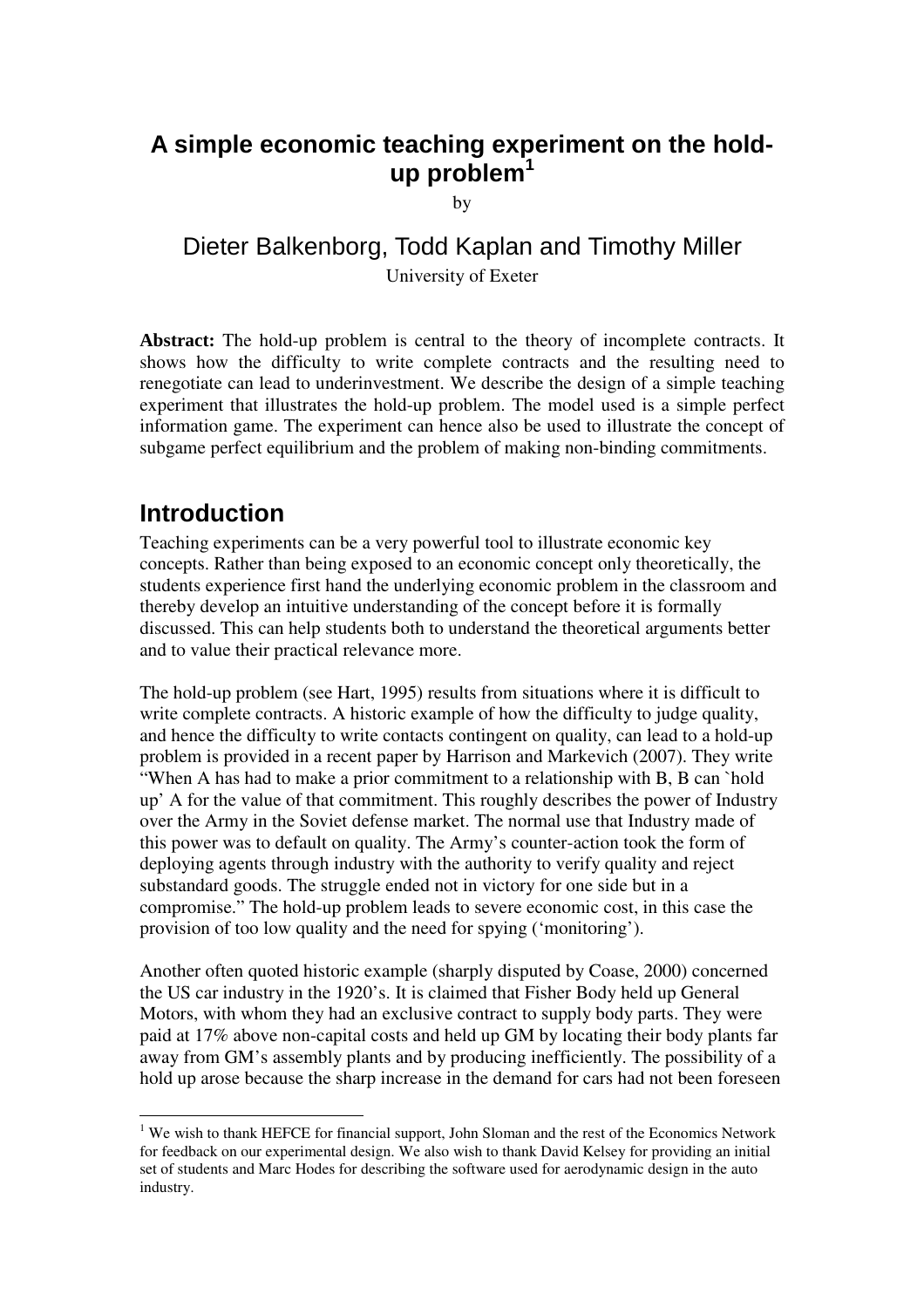# A simple economic teaching experiment on the hold-up problem[1]

by

## Dieter Balkenborg, Todd Kaplan and Timothy Miller

University of Exeter

**Abstract:** The hold-up problem is central to the theory of incomplete contracts. It shows how the difficulty to write complete contracts and the resulting need to renegotiate can lead to underinvestment. We describe the design of a simple teaching experiment that illustrates the hold-up problem. The model used is a simple perfect information game. The experiment can hence also be used to illustrate the concept of subgame perfect equilibrium and the problem of making non-binding commitments.

## Introduction

Teaching experiments can be a very powerful tool to illustrate economic key concepts. Rather than being exposed to an economic concept only theoretically, the students experience first hand the underlying economic problem in the classroom and thereby develop an intuitive understanding of the concept before it is formally discussed. This can help students both to understand the theoretical arguments better and to value their practical relevance more.

The hold-up problem (see Hart, 1995) results from situations where it is difficult to write complete contracts. A historic example of how the difficulty to judge quality, and hence the difficulty to write contacts contingent on quality, can lead to a hold-up problem is provided in a recent paper by Harrison and Markevich (2007). They write "When A has had to make a prior commitment to a relationship with B, B can `hold up' A for the value of that commitment. This roughly describes the power of Industry over the Army in the Soviet defense market. The normal use that Industry made of this power was to default on quality. The Army's counter-action took the form of deploying agents through industry with the authority to verify quality and reject substandard goods. The struggle ended not in victory for one side but in a compromise." The hold-up problem leads to severe economic cost, in this case the provision of too low quality and the need for spying ('monitoring').

Another often quoted historic example (sharply disputed by Coase, 2000) concerned the US car industry in the 1920's. It is claimed that Fisher Body held up General Motors, with whom they had an exclusive contract to supply body parts. They were paid at 17% above non-capital costs and held up GM by locating their body plants far away from GM's assembly plants and by producing inefficiently. The possibility of a hold up arose because the sharp increase in the demand for cars had not been foreseen

[1] We wish to thank HEFCE for financial support, John Sloman and the rest of the Economics Network for feedback on our experimental design. We also wish to thank David Kelsey for providing an initial set of students and Marc Hodes for describing the software used for aerodynamic design in the auto industry.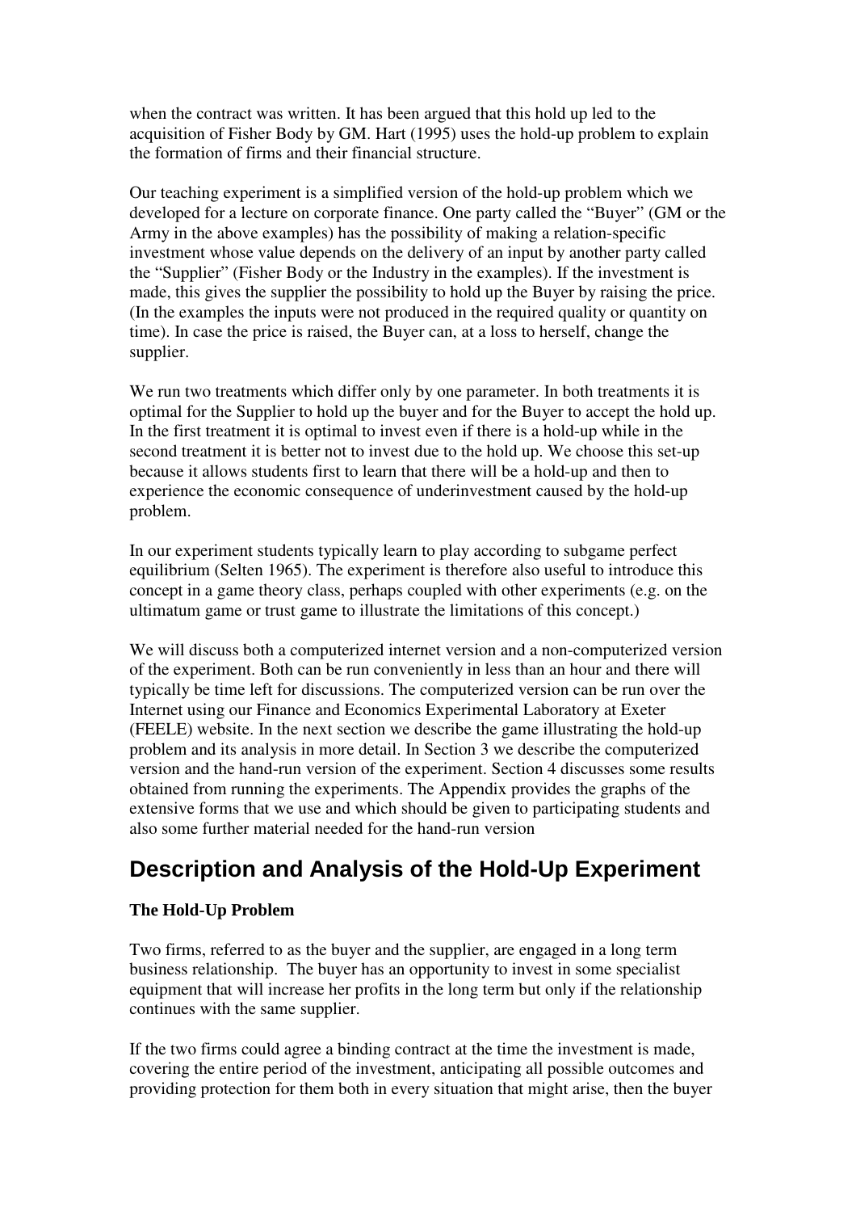when the contract was written. It has been argued that this hold up led to the acquisition of Fisher Body by GM. Hart (1995) uses the hold-up problem to explain the formation of firms and their financial structure.

Our teaching experiment is a simplified version of the hold-up problem which we developed for a lecture on corporate finance. One party called the "Buyer" (GM or the Army in the above examples) has the possibility of making a relation-specific investment whose value depends on the delivery of an input by another party called the "Supplier" (Fisher Body or the Industry in the examples). If the investment is made, this gives the supplier the possibility to hold up the Buyer by raising the price. (In the examples the inputs were not produced in the required quality or quantity on time). In case the price is raised, the Buyer can, at a loss to herself, change the supplier.

We run two treatments which differ only by one parameter. In both treatments it is optimal for the Supplier to hold up the buyer and for the Buyer to accept the hold up. In the first treatment it is optimal to invest even if there is a hold-up while in the second treatment it is better not to invest due to the hold up. We choose this set-up because it allows students first to learn that there will be a hold-up and then to experience the economic consequence of underinvestment caused by the hold-up problem.

In our experiment students typically learn to play according to subgame perfect equilibrium (Selten 1965). The experiment is therefore also useful to introduce this concept in a game theory class, perhaps coupled with other experiments (e.g. on the ultimatum game or trust game to illustrate the limitations of this concept.)

We will discuss both a computerized internet version and a non-computerized version of the experiment. Both can be run conveniently in less than an hour and there will typically be time left for discussions. The computerized version can be run over the Internet using our Finance and Economics Experimental Laboratory at Exeter (FEELE) website. In the next section we describe the game illustrating the hold-up problem and its analysis in more detail. In Section 3 we describe the computerized version and the hand-run version of the experiment. Section 4 discusses some results obtained from running the experiments. The Appendix provides the graphs of the extensive forms that we use and which should be given to participating students and also some further material needed for the hand-run version

## Description and Analysis of the Hold-Up Experiment

**The Hold-Up Problem**

Two firms, referred to as the buyer and the supplier, are engaged in a long term business relationship. The buyer has an opportunity to invest in some specialist equipment that will increase her profits in the long term but only if the relationship continues with the same supplier.

If the two firms could agree a binding contract at the time the investment is made, covering the entire period of the investment, anticipating all possible outcomes and providing protection for them both in every situation that might arise, then the buyer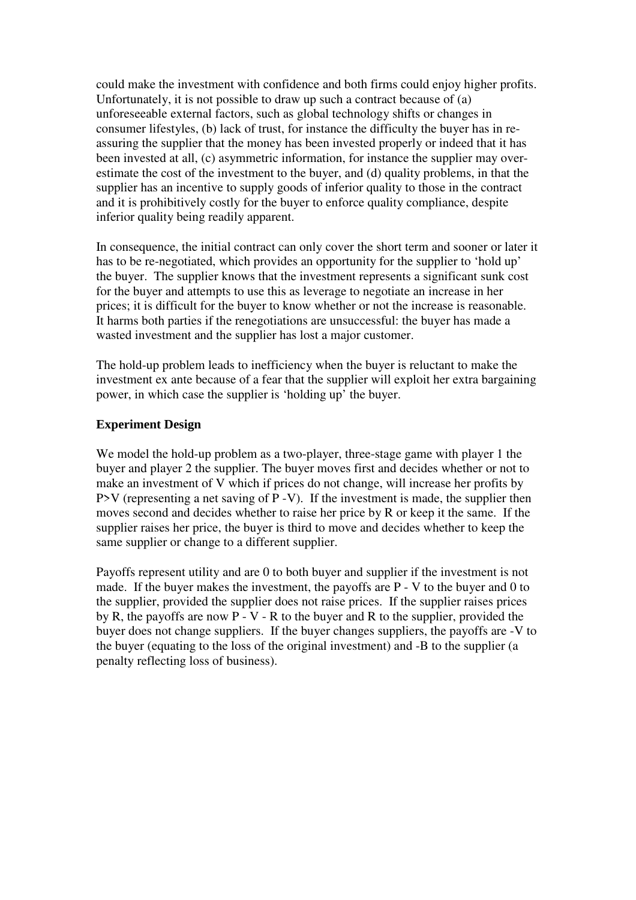could make the investment with confidence and both firms could enjoy higher profits. Unfortunately, it is not possible to draw up such a contract because of (a) unforeseeable external factors, such as global technology shifts or changes in consumer lifestyles, (b) lack of trust, for instance the difficulty the buyer has in re-assuring the supplier that the money has been invested properly or indeed that it has been invested at all, (c) asymmetric information, for instance the supplier may over-estimate the cost of the investment to the buyer, and (d) quality problems, in that the supplier has an incentive to supply goods of inferior quality to those in the contract and it is prohibitively costly for the buyer to enforce quality compliance, despite inferior quality being readily apparent.

In consequence, the initial contract can only cover the short term and sooner or later it has to be re-negotiated, which provides an opportunity for the supplier to 'hold up' the buyer. The supplier knows that the investment represents a significant sunk cost for the buyer and attempts to use this as leverage to negotiate an increase in her prices; it is difficult for the buyer to know whether or not the increase is reasonable. It harms both parties if the renegotiations are unsuccessful: the buyer has made a wasted investment and the supplier has lost a major customer.

The hold-up problem leads to inefficiency when the buyer is reluctant to make the investment ex ante because of a fear that the supplier will exploit her extra bargaining power, in which case the supplier is 'holding up' the buyer.

**Experiment Design**

We model the hold-up problem as a two-player, three-stage game with player 1 the buyer and player 2 the supplier. The buyer moves first and decides whether or not to make an investment of $V$ which if prices do not change, will increase her profits by $P>V$ (representing a net saving of $P - V$). If the investment is made, the supplier then moves second and decides whether to raise her price by $R$ or keep it the same. If the supplier raises her price, the buyer is third to move and decides whether to keep the same supplier or change to a different supplier.

Payoffs represent utility and are 0 to both buyer and supplier if the investment is not made. If the buyer makes the investment, the payoffs are $P - V$ to the buyer and 0 to the supplier, provided the supplier does not raise prices. If the supplier raises prices by $R$, the payoffs are now $P - V - R$ to the buyer and $R$ to the supplier, provided the buyer does not change suppliers. If the buyer changes suppliers, the payoffs are $-V$ to the buyer (equating to the loss of the original investment) and $-B$ to the supplier (a penalty reflecting loss of business).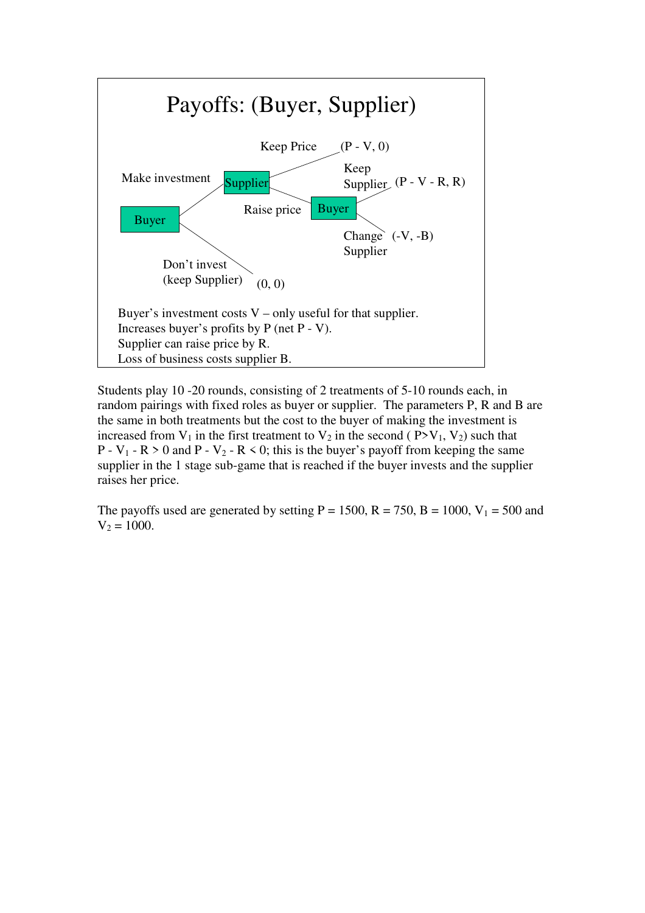## Payoffs: (Buyer, Supplier)

- **Buyer**
  - Make investment → **Supplier**
    - Keep Price → $(P - V, 0)$
    - Raise price → **Buyer**
      - Keep Supplier → $(P - V - R, R)$
      - Change Supplier → $(-V, -B)$
  - Don't invest (keep Supplier) → $(0, 0)$

Buyer's investment costs V – only useful for that supplier.
Increases buyer's profits by P (net P - V).
Supplier can raise price by R.
Loss of business costs supplier B.

Students play 10 -20 rounds, consisting of 2 treatments of 5-10 rounds each, in random pairings with fixed roles as buyer or supplier. The parameters P, R and B are the same in both treatments but the cost to the buyer of making the investment is increased from $V_1$ in the first treatment to $V_2$ in the second ( $P>V_1, V_2$) such that $P - V_1 - R > 0$ and $P - V_2 - R < 0$; this is the buyer's payoff from keeping the same supplier in the 1 stage sub-game that is reached if the buyer invests and the supplier raises her price.

The payoffs used are generated by setting $P = 1500$, $R = 750$, $B = 1000$, $V_1 = 500$ and $V_2 = 1000$.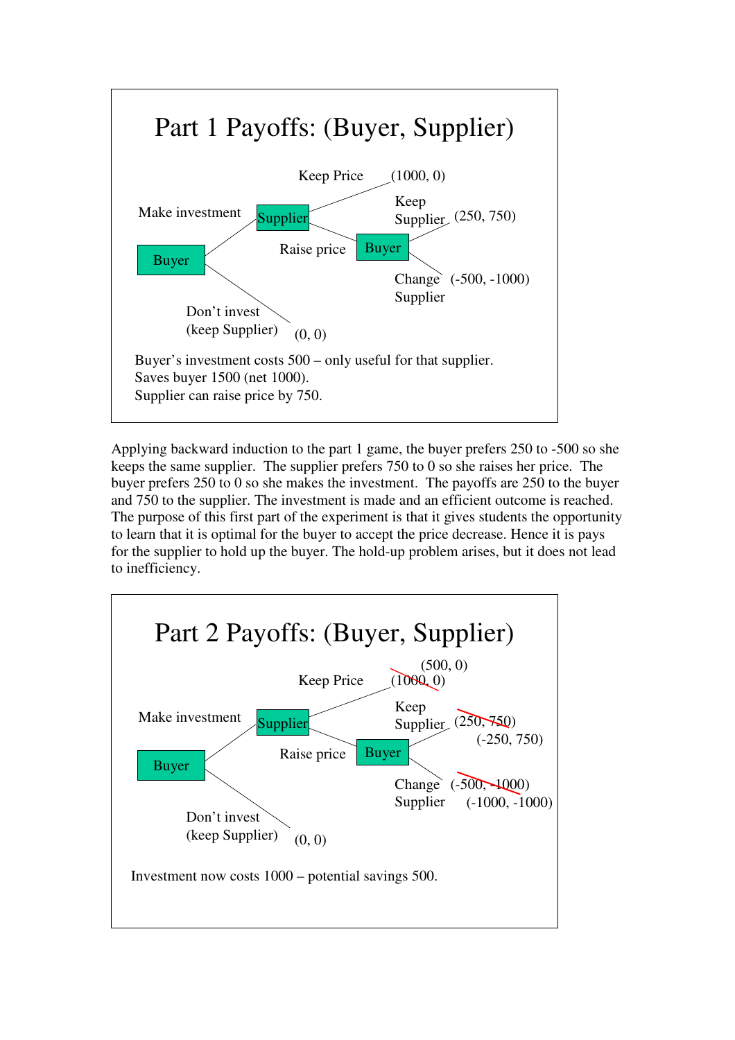## Part 1 Payoffs: (Buyer, Supplier)

Buyer → Make investment → Supplier → Keep Price → (1000, 0)

Buyer → Make investment → Supplier → Raise price → Buyer → Keep Supplier → (250, 750)

Buyer → Make investment → Supplier → Raise price → Buyer → Change Supplier → (-500, -1000)

Buyer → Don't invest (keep Supplier) → (0, 0)

Buyer's investment costs 500 – only useful for that supplier.
Saves buyer 1500 (net 1000).
Supplier can raise price by 750.

Applying backward induction to the part 1 game, the buyer prefers 250 to -500 so she keeps the same supplier. The supplier prefers 750 to 0 so she raises her price. The buyer prefers 250 to 0 so she makes the investment. The payoffs are 250 to the buyer and 750 to the supplier. The investment is made and an efficient outcome is reached. The purpose of this first part of the experiment is that it gives students the opportunity to learn that it is optimal for the buyer to accept the price decrease. Hence it is pays for the supplier to hold up the buyer. The hold-up problem arises, but it does not lead to inefficiency.

## Part 2 Payoffs: (Buyer, Supplier)

Buyer → Make investment → Supplier → Keep Price → ~~(1000, 0)~~ (500, 0)

Buyer → Make investment → Supplier → Raise price → Buyer → Keep Supplier → ~~(250, 750)~~ (-250, 750)

Buyer → Make investment → Supplier → Raise price → Buyer → Change Supplier → ~~(-500, -1000)~~ (-1000, -1000)

Buyer → Don't invest (keep Supplier) → (0, 0)

Investment now costs 1000 – potential savings 500.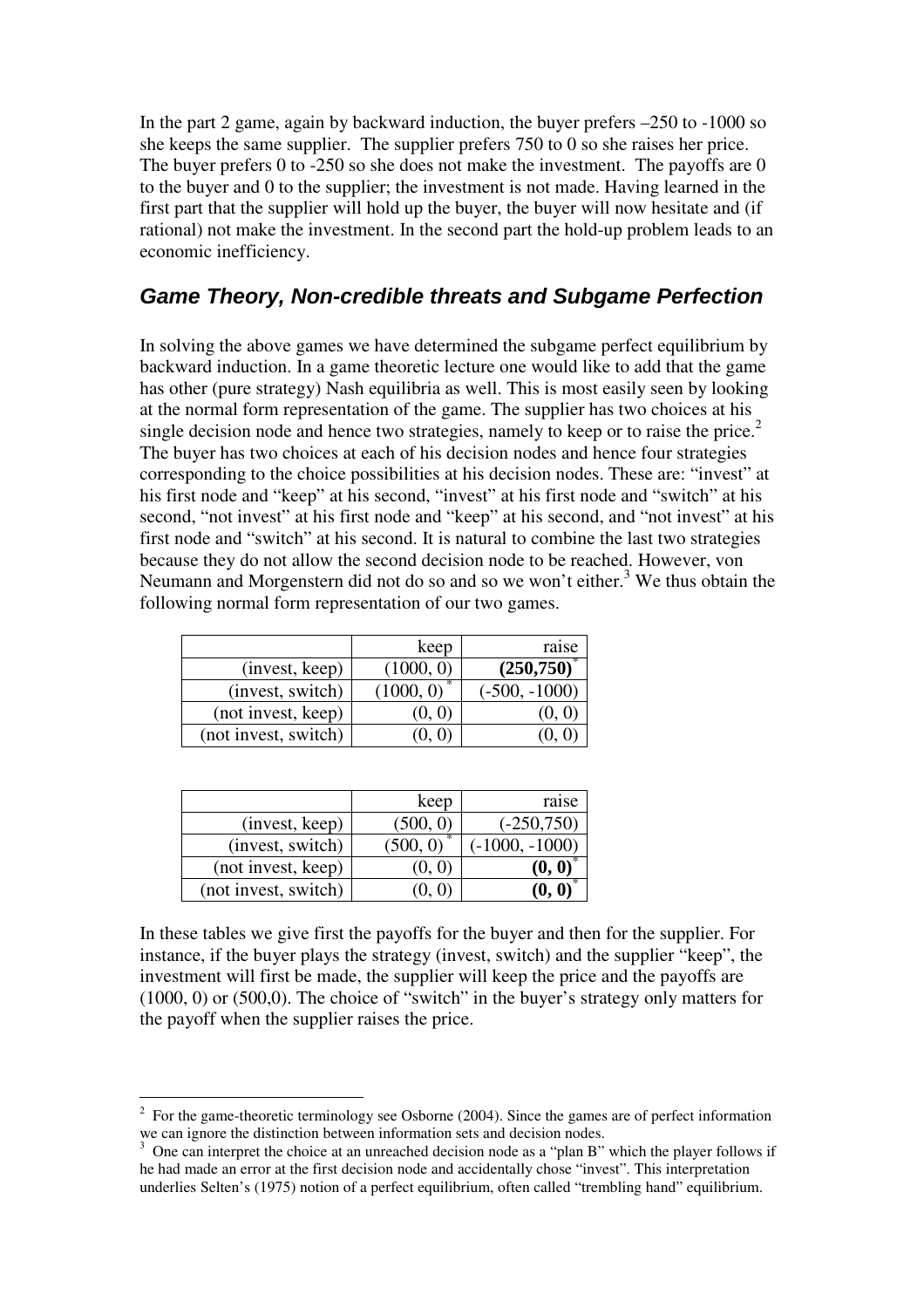In the part 2 game, again by backward induction, the buyer prefers –250 to -1000 so she keeps the same supplier. The supplier prefers 750 to 0 so she raises her price. The buyer prefers 0 to -250 so she does not make the investment. The payoffs are 0 to the buyer and 0 to the supplier; the investment is not made. Having learned in the first part that the supplier will hold up the buyer, the buyer will now hesitate and (if rational) not make the investment. In the second part the hold-up problem leads to an economic inefficiency.

## *Game Theory, Non-credible threats and Subgame Perfection*

In solving the above games we have determined the subgame perfect equilibrium by backward induction. In a game theoretic lecture one would like to add that the game has other (pure strategy) Nash equilibria as well. This is most easily seen by looking at the normal form representation of the game. The supplier has two choices at his single decision node and hence two strategies, namely to keep or to raise the price.[2] The buyer has two choices at each of his decision nodes and hence four strategies corresponding to the choice possibilities at his decision nodes. These are: "invest" at his first node and "keep" at his second, "invest" at his first node and "switch" at his second, "not invest" at his first node and "keep" at his second, and "not invest" at his first node and "switch" at his second. It is natural to combine the last two strategies because they do not allow the second decision node to be reached. However, von Neumann and Morgenstern did not do so and so we won't either.[3] We thus obtain the following normal form representation of our two games.

| | keep | raise |
|---|---|---|
| (invest, keep) | (1000, 0) | **(250,750)***|
| (invest, switch) | (1000, 0)* | (-500, -1000) |
| (not invest, keep) | (0, 0) | (0, 0) |
| (not invest, switch) | (0, 0) | (0, 0) |

| | keep | raise |
|---|---|---|
| (invest, keep) | (500, 0) | (-250,750) |
| (invest, switch) | (500, 0)* | (-1000, -1000) |
| (not invest, keep) | (0, 0) | **(0, 0)*** |
| (not invest, switch) | (0, 0) | **(0, 0)*** |

In these tables we give first the payoffs for the buyer and then for the supplier. For instance, if the buyer plays the strategy (invest, switch) and the supplier "keep", the investment will first be made, the supplier will keep the price and the payoffs are (1000, 0) or (500,0). The choice of "switch" in the buyer's strategy only matters for the payoff when the supplier raises the price.

---

[2] For the game-theoretic terminology see Osborne (2004). Since the games are of perfect information we can ignore the distinction between information sets and decision nodes.

[3] One can interpret the choice at an unreached decision node as a "plan B" which the player follows if he had made an error at the first decision node and accidentally chose "invest". This interpretation underlies Selten's (1975) notion of a perfect equilibrium, often called "trembling hand" equilibrium.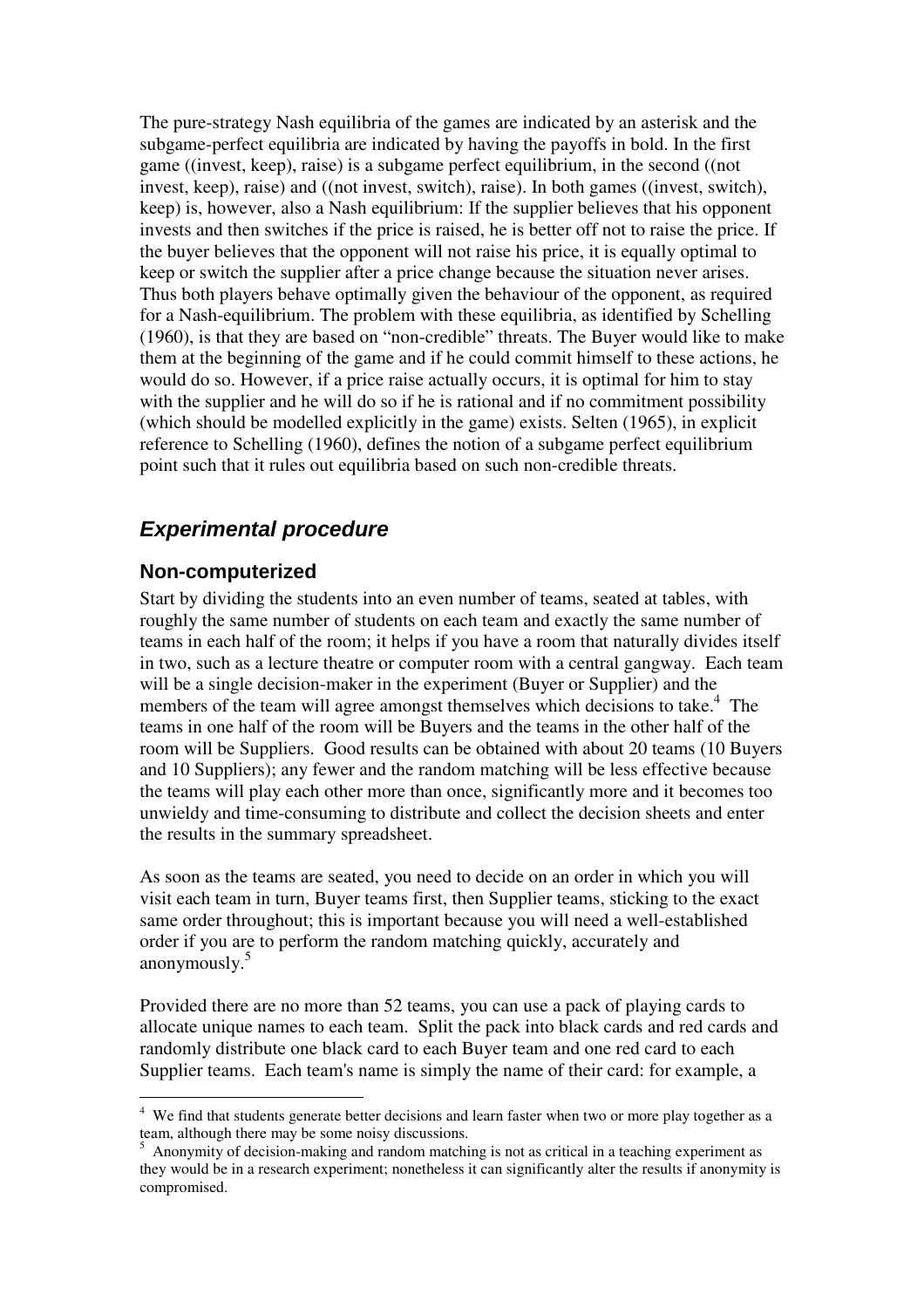The pure-strategy Nash equilibria of the games are indicated by an asterisk and the subgame-perfect equilibria are indicated by having the payoffs in bold. In the first game ((invest, keep), raise) is a subgame perfect equilibrium, in the second ((not invest, keep), raise) and ((not invest, switch), raise). In both games ((invest, switch), keep) is, however, also a Nash equilibrium: If the supplier believes that his opponent invests and then switches if the price is raised, he is better off not to raise the price. If the buyer believes that the opponent will not raise his price, it is equally optimal to keep or switch the supplier after a price change because the situation never arises. Thus both players behave optimally given the behaviour of the opponent, as required for a Nash-equilibrium. The problem with these equilibria, as identified by Schelling (1960), is that they are based on "non-credible" threats. The Buyer would like to make them at the beginning of the game and if he could commit himself to these actions, he would do so. However, if a price raise actually occurs, it is optimal for him to stay with the supplier and he will do so if he is rational and if no commitment possibility (which should be modelled explicitly in the game) exists. Selten (1965), in explicit reference to Schelling (1960), defines the notion of a subgame perfect equilibrium point such that it rules out equilibria based on such non-credible threats.

## *Experimental procedure*

### Non-computerized

Start by dividing the students into an even number of teams, seated at tables, with roughly the same number of students on each team and exactly the same number of teams in each half of the room; it helps if you have a room that naturally divides itself in two, such as a lecture theatre or computer room with a central gangway. Each team will be a single decision-maker in the experiment (Buyer or Supplier) and the members of the team will agree amongst themselves which decisions to take.[4] The teams in one half of the room will be Buyers and the teams in the other half of the room will be Suppliers. Good results can be obtained with about 20 teams (10 Buyers and 10 Suppliers); any fewer and the random matching will be less effective because the teams will play each other more than once, significantly more and it becomes too unwieldy and time-consuming to distribute and collect the decision sheets and enter the results in the summary spreadsheet.

As soon as the teams are seated, you need to decide on an order in which you will visit each team in turn, Buyer teams first, then Supplier teams, sticking to the exact same order throughout; this is important because you will need a well-established order if you are to perform the random matching quickly, accurately and anonymously.[5]

Provided there are no more than 52 teams, you can use a pack of playing cards to allocate unique names to each team. Split the pack into black cards and red cards and randomly distribute one black card to each Buyer team and one red card to each Supplier teams. Each team's name is simply the name of their card: for example, a

---

[4] We find that students generate better decisions and learn faster when two or more play together as a team, although there may be some noisy discussions.

[5] Anonymity of decision-making and random matching is not as critical in a teaching experiment as they would be in a research experiment; nonetheless it can significantly alter the results if anonymity is compromised.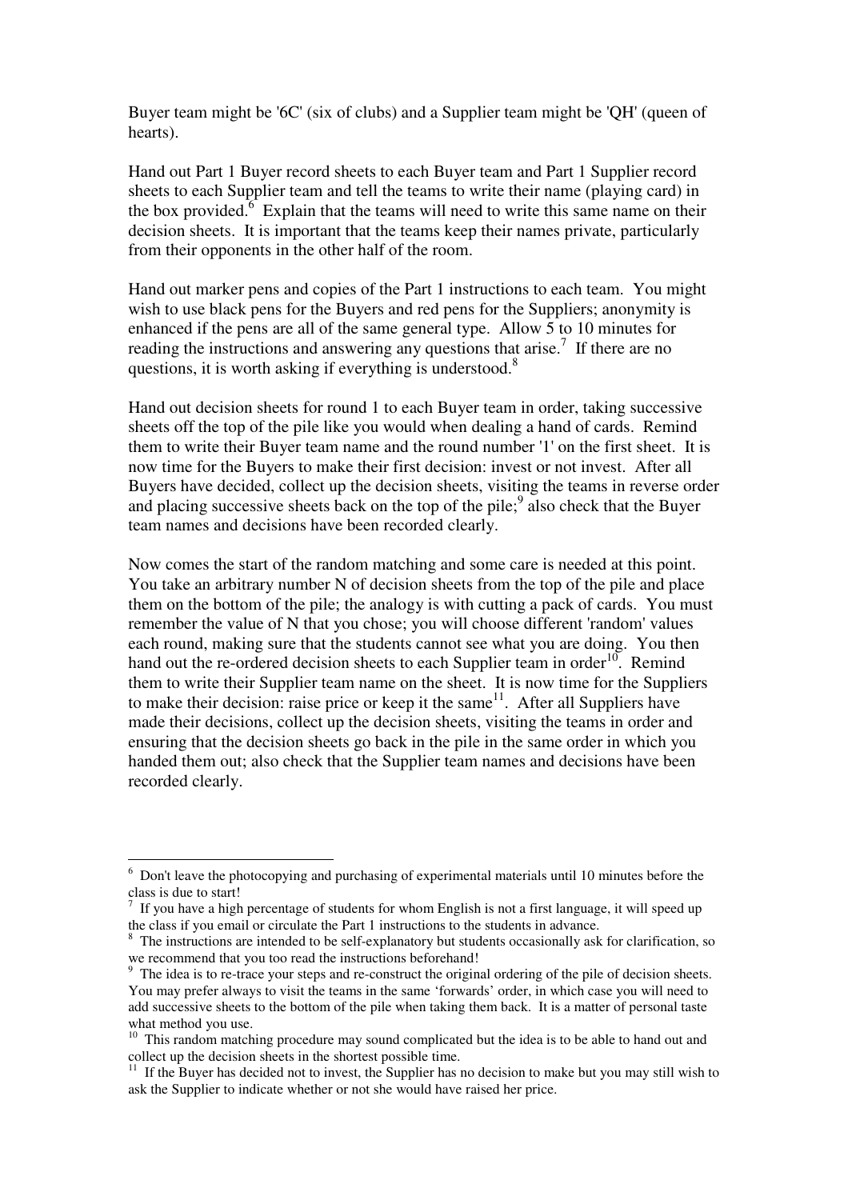Buyer team might be '6C' (six of clubs) and a Supplier team might be 'QH' (queen of hearts).

Hand out Part 1 Buyer record sheets to each Buyer team and Part 1 Supplier record sheets to each Supplier team and tell the teams to write their name (playing card) in the box provided.[6] Explain that the teams will need to write this same name on their decision sheets. It is important that the teams keep their names private, particularly from their opponents in the other half of the room.

Hand out marker pens and copies of the Part 1 instructions to each team. You might wish to use black pens for the Buyers and red pens for the Suppliers; anonymity is enhanced if the pens are all of the same general type. Allow 5 to 10 minutes for reading the instructions and answering any questions that arise.[7] If there are no questions, it is worth asking if everything is understood.[8]

Hand out decision sheets for round 1 to each Buyer team in order, taking successive sheets off the top of the pile like you would when dealing a hand of cards. Remind them to write their Buyer team name and the round number '1' on the first sheet. It is now time for the Buyers to make their first decision: invest or not invest. After all Buyers have decided, collect up the decision sheets, visiting the teams in reverse order and placing successive sheets back on the top of the pile;[9] also check that the Buyer team names and decisions have been recorded clearly.

Now comes the start of the random matching and some care is needed at this point. You take an arbitrary number N of decision sheets from the top of the pile and place them on the bottom of the pile; the analogy is with cutting a pack of cards. You must remember the value of N that you chose; you will choose different 'random' values each round, making sure that the students cannot see what you are doing. You then hand out the re-ordered decision sheets to each Supplier team in order[10]. Remind them to write their Supplier team name on the sheet. It is now time for the Suppliers to make their decision: raise price or keep it the same[11]. After all Suppliers have made their decisions, collect up the decision sheets, visiting the teams in order and ensuring that the decision sheets go back in the pile in the same order in which you handed them out; also check that the Supplier team names and decisions have been recorded clearly.

---

[6] Don't leave the photocopying and purchasing of experimental materials until 10 minutes before the class is due to start!

[7] If you have a high percentage of students for whom English is not a first language, it will speed up the class if you email or circulate the Part 1 instructions to the students in advance.

[8] The instructions are intended to be self-explanatory but students occasionally ask for clarification, so we recommend that you too read the instructions beforehand!

[9] The idea is to re-trace your steps and re-construct the original ordering of the pile of decision sheets. You may prefer always to visit the teams in the same 'forwards' order, in which case you will need to add successive sheets to the bottom of the pile when taking them back. It is a matter of personal taste what method you use.

[10] This random matching procedure may sound complicated but the idea is to be able to hand out and collect up the decision sheets in the shortest possible time.

[11] If the Buyer has decided not to invest, the Supplier has no decision to make but you may still wish to ask the Supplier to indicate whether or not she would have raised her price.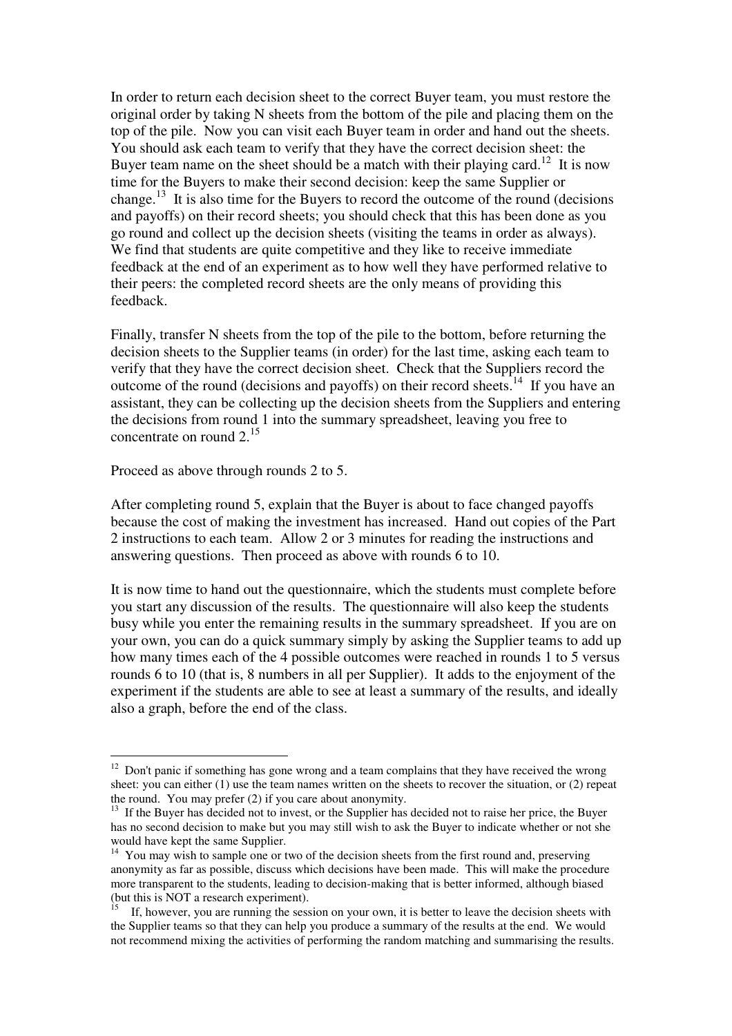In order to return each decision sheet to the correct Buyer team, you must restore the original order by taking N sheets from the bottom of the pile and placing them on the top of the pile. Now you can visit each Buyer team in order and hand out the sheets. You should ask each team to verify that they have the correct decision sheet: the Buyer team name on the sheet should be a match with their playing card.[12] It is now time for the Buyers to make their second decision: keep the same Supplier or change.[13] It is also time for the Buyers to record the outcome of the round (decisions and payoffs) on their record sheets; you should check that this has been done as you go round and collect up the decision sheets (visiting the teams in order as always). We find that students are quite competitive and they like to receive immediate feedback at the end of an experiment as to how well they have performed relative to their peers: the completed record sheets are the only means of providing this feedback.

Finally, transfer N sheets from the top of the pile to the bottom, before returning the decision sheets to the Supplier teams (in order) for the last time, asking each team to verify that they have the correct decision sheet. Check that the Suppliers record the outcome of the round (decisions and payoffs) on their record sheets.[14] If you have an assistant, they can be collecting up the decision sheets from the Suppliers and entering the decisions from round 1 into the summary spreadsheet, leaving you free to concentrate on round 2.[15]

Proceed as above through rounds 2 to 5.

After completing round 5, explain that the Buyer is about to face changed payoffs because the cost of making the investment has increased. Hand out copies of the Part 2 instructions to each team. Allow 2 or 3 minutes for reading the instructions and answering questions. Then proceed as above with rounds 6 to 10.

It is now time to hand out the questionnaire, which the students must complete before you start any discussion of the results. The questionnaire will also keep the students busy while you enter the remaining results in the summary spreadsheet. If you are on your own, you can do a quick summary simply by asking the Supplier teams to add up how many times each of the 4 possible outcomes were reached in rounds 1 to 5 versus rounds 6 to 10 (that is, 8 numbers in all per Supplier). It adds to the enjoyment of the experiment if the students are able to see at least a summary of the results, and ideally also a graph, before the end of the class.

---

[12] Don't panic if something has gone wrong and a team complains that they have received the wrong sheet: you can either (1) use the team names written on the sheets to recover the situation, or (2) repeat the round. You may prefer (2) if you care about anonymity.

[13] If the Buyer has decided not to invest, or the Supplier has decided not to raise her price, the Buyer has no second decision to make but you may still wish to ask the Buyer to indicate whether or not she would have kept the same Supplier.

[14] You may wish to sample one or two of the decision sheets from the first round and, preserving anonymity as far as possible, discuss which decisions have been made. This will make the procedure more transparent to the students, leading to decision-making that is better informed, although biased (but this is NOT a research experiment).

[15] If, however, you are running the session on your own, it is better to leave the decision sheets with the Supplier teams so that they can help you produce a summary of the results at the end. We would not recommend mixing the activities of performing the random matching and summarising the results.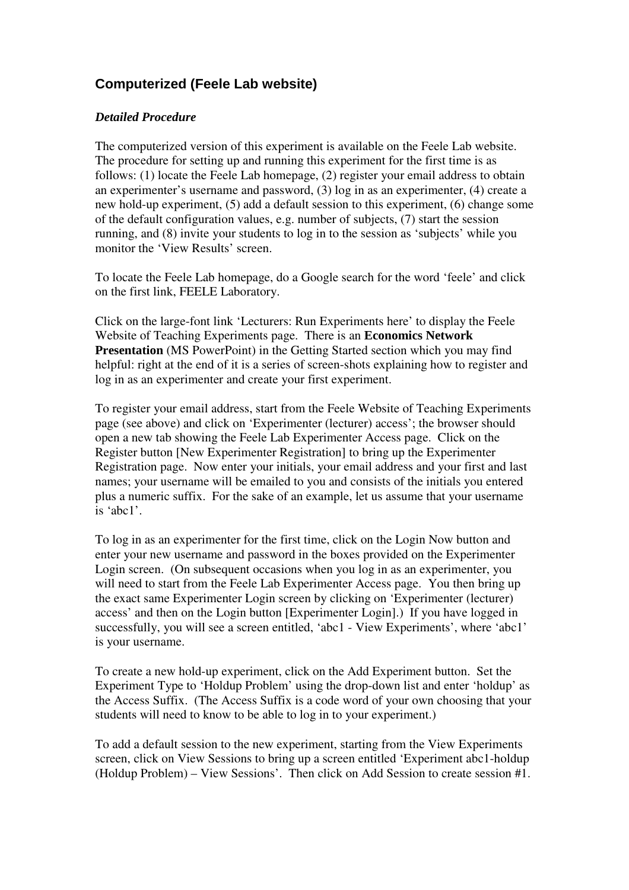## Computerized (Feele Lab website)

***Detailed Procedure***

The computerized version of this experiment is available on the Feele Lab website. The procedure for setting up and running this experiment for the first time is as follows: (1) locate the Feele Lab homepage, (2) register your email address to obtain an experimenter's username and password, (3) log in as an experimenter, (4) create a new hold-up experiment, (5) add a default session to this experiment, (6) change some of the default configuration values, e.g. number of subjects, (7) start the session running, and (8) invite your students to log in to the session as 'subjects' while you monitor the 'View Results' screen.

To locate the Feele Lab homepage, do a Google search for the word 'feele' and click on the first link, FEELE Laboratory.

Click on the large-font link 'Lecturers: Run Experiments here' to display the Feele Website of Teaching Experiments page. There is an **Economics Network Presentation** (MS PowerPoint) in the Getting Started section which you may find helpful: right at the end of it is a series of screen-shots explaining how to register and log in as an experimenter and create your first experiment.

To register your email address, start from the Feele Website of Teaching Experiments page (see above) and click on 'Experimenter (lecturer) access'; the browser should open a new tab showing the Feele Lab Experimenter Access page. Click on the Register button [New Experimenter Registration] to bring up the Experimenter Registration page. Now enter your initials, your email address and your first and last names; your username will be emailed to you and consists of the initials you entered plus a numeric suffix. For the sake of an example, let us assume that your username is 'abc1'.

To log in as an experimenter for the first time, click on the Login Now button and enter your new username and password in the boxes provided on the Experimenter Login screen. (On subsequent occasions when you log in as an experimenter, you will need to start from the Feele Lab Experimenter Access page. You then bring up the exact same Experimenter Login screen by clicking on 'Experimenter (lecturer) access' and then on the Login button [Experimenter Login].) If you have logged in successfully, you will see a screen entitled, 'abc1 - View Experiments', where 'abc1' is your username.

To create a new hold-up experiment, click on the Add Experiment button. Set the Experiment Type to 'Holdup Problem' using the drop-down list and enter 'holdup' as the Access Suffix. (The Access Suffix is a code word of your own choosing that your students will need to know to be able to log in to your experiment.)

To add a default session to the new experiment, starting from the View Experiments screen, click on View Sessions to bring up a screen entitled 'Experiment abc1-holdup (Holdup Problem) – View Sessions'. Then click on Add Session to create session #1.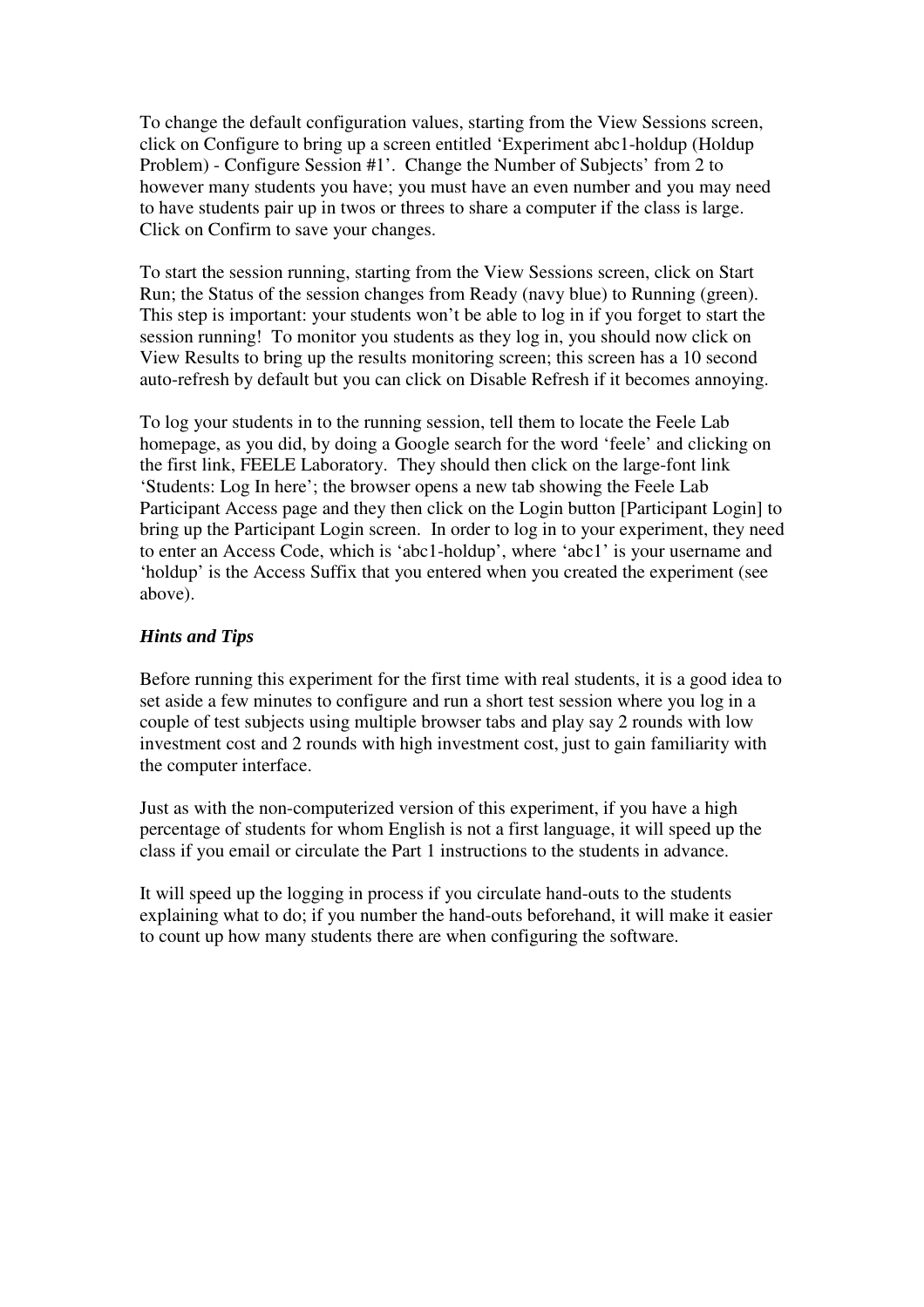To change the default configuration values, starting from the View Sessions screen, click on Configure to bring up a screen entitled 'Experiment abc1-holdup (Holdup Problem) - Configure Session #1'. Change the Number of Subjects' from 2 to however many students you have; you must have an even number and you may need to have students pair up in twos or threes to share a computer if the class is large. Click on Confirm to save your changes.

To start the session running, starting from the View Sessions screen, click on Start Run; the Status of the session changes from Ready (navy blue) to Running (green). This step is important: your students won't be able to log in if you forget to start the session running! To monitor you students as they log in, you should now click on View Results to bring up the results monitoring screen; this screen has a 10 second auto-refresh by default but you can click on Disable Refresh if it becomes annoying.

To log your students in to the running session, tell them to locate the Feele Lab homepage, as you did, by doing a Google search for the word 'feele' and clicking on the first link, FEELE Laboratory. They should then click on the large-font link 'Students: Log In here'; the browser opens a new tab showing the Feele Lab Participant Access page and they then click on the Login button [Participant Login] to bring up the Participant Login screen. In order to log in to your experiment, they need to enter an Access Code, which is 'abc1-holdup', where 'abc1' is your username and 'holdup' is the Access Suffix that you entered when you created the experiment (see above).

***Hints and Tips***

Before running this experiment for the first time with real students, it is a good idea to set aside a few minutes to configure and run a short test session where you log in a couple of test subjects using multiple browser tabs and play say 2 rounds with low investment cost and 2 rounds with high investment cost, just to gain familiarity with the computer interface.

Just as with the non-computerized version of this experiment, if you have a high percentage of students for whom English is not a first language, it will speed up the class if you email or circulate the Part 1 instructions to the students in advance.

It will speed up the logging in process if you circulate hand-outs to the students explaining what to do; if you number the hand-outs beforehand, it will make it easier to count up how many students there are when configuring the software.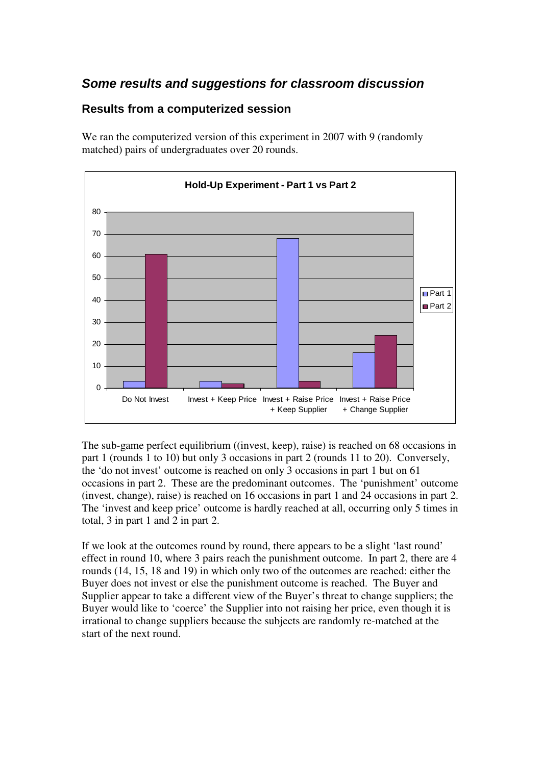## *Some results and suggestions for classroom discussion*

### Results from a computerized session

We ran the computerized version of this experiment in 2007 with 9 (randomly matched) pairs of undergraduates over 20 rounds.

**Hold-Up Experiment - Part 1 vs Part 2**

| Outcome | Part 1 | Part 2 |
| --- | --- | --- |
| Do Not Invest | 3 | 61 |
| Invest + Keep Price | 3 | 2 |
| Invest + Raise Price + Keep Supplier | 68 | 3 |
| Invest + Raise Price + Change Supplier | 16 | 24 |

The sub-game perfect equilibrium ((invest, keep), raise) is reached on 68 occasions in part 1 (rounds 1 to 10) but only 3 occasions in part 2 (rounds 11 to 20). Conversely, the 'do not invest' outcome is reached on only 3 occasions in part 1 but on 61 occasions in part 2. These are the predominant outcomes. The 'punishment' outcome (invest, change), raise) is reached on 16 occasions in part 1 and 24 occasions in part 2. The 'invest and keep price' outcome is hardly reached at all, occurring only 5 times in total, 3 in part 1 and 2 in part 2.

If we look at the outcomes round by round, there appears to be a slight 'last round' effect in round 10, where 3 pairs reach the punishment outcome. In part 2, there are 4 rounds (14, 15, 18 and 19) in which only two of the outcomes are reached: either the Buyer does not invest or else the punishment outcome is reached. The Buyer and Supplier appear to take a different view of the Buyer's threat to change suppliers; the Buyer would like to 'coerce' the Supplier into not raising her price, even though it is irrational to change suppliers because the subjects are randomly re-matched at the start of the next round.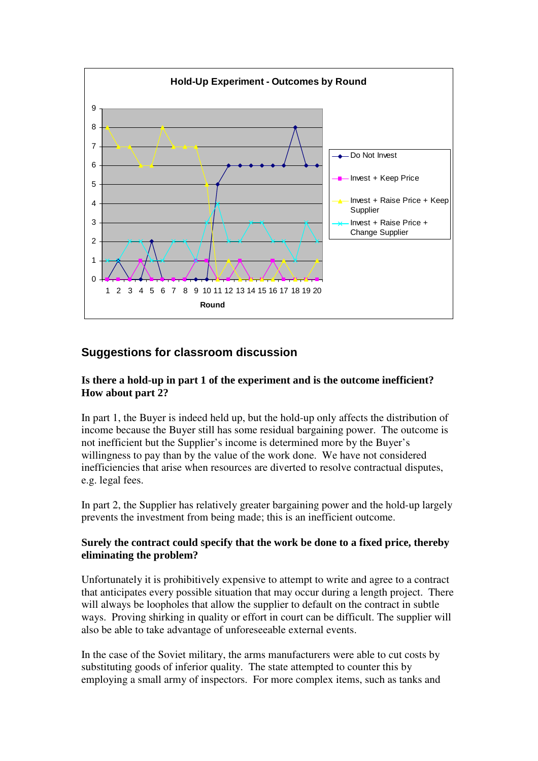**Hold-Up Experiment - Outcomes by Round**

| Round | Do Not Invest | Invest + Keep Price | Invest + Raise Price + Keep Supplier | Invest + Raise Price + Change Supplier |
|---|---|---|---|---|
| 1 | 0 | 0 | 8 | 1 |
| 2 | 1 | 0 | 7 | 1 |
| 3 | 0 | 0 | 7 | 2 |
| 4 | 0 | 1 | 6 | 2 |
| 5 | 2 | 0 | 6 | 1 |
| 6 | 0 | 0 | 8 | 1 |
| 7 | 0 | 0 | 7 | 2 |
| 8 | 0 | 0 | 7 | 2 |
| 9 | 0 | 1 | 7 | 1 |
| 10 | 0 | 1 | 5 | 3 |
| 11 | 5 | 0 | 0 | 4 |
| 12 | 6 | 0 | 1 | 2 |
| 13 | 6 | 1 | 0 | 2 |
| 14 | 6 | 0 | 0 | 3 |
| 15 | 6 | 0 | 0 | 3 |
| 16 | 6 | 1 | 0 | 2 |
| 17 | 6 | 0 | 1 | 2 |
| 18 | 8 | 0 | 0 | 1 |
| 19 | 6 | 0 | 0 | 3 |
| 20 | 6 | 0 | 1 | 2 |

## Suggestions for classroom discussion

**Is there a hold-up in part 1 of the experiment and is the outcome inefficient? How about part 2?**

In part 1, the Buyer is indeed held up, but the hold-up only affects the distribution of income because the Buyer still has some residual bargaining power. The outcome is not inefficient but the Supplier's income is determined more by the Buyer's willingness to pay than by the value of the work done. We have not considered inefficiencies that arise when resources are diverted to resolve contractual disputes, e.g. legal fees.

In part 2, the Supplier has relatively greater bargaining power and the hold-up largely prevents the investment from being made; this is an inefficient outcome.

**Surely the contract could specify that the work be done to a fixed price, thereby eliminating the problem?**

Unfortunately it is prohibitively expensive to attempt to write and agree to a contract that anticipates every possible situation that may occur during a length project. There will always be loopholes that allow the supplier to default on the contract in subtle ways. Proving shirking in quality or effort in court can be difficult. The supplier will also be able to take advantage of unforeseeable external events.

In the case of the Soviet military, the arms manufacturers were able to cut costs by substituting goods of inferior quality. The state attempted to counter this by employing a small army of inspectors. For more complex items, such as tanks and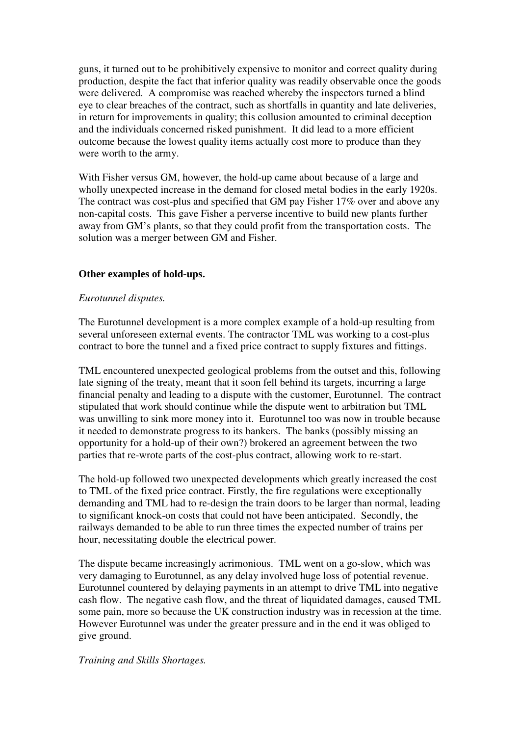guns, it turned out to be prohibitively expensive to monitor and correct quality during production, despite the fact that inferior quality was readily observable once the goods were delivered. A compromise was reached whereby the inspectors turned a blind eye to clear breaches of the contract, such as shortfalls in quantity and late deliveries, in return for improvements in quality; this collusion amounted to criminal deception and the individuals concerned risked punishment. It did lead to a more efficient outcome because the lowest quality items actually cost more to produce than they were worth to the army.

With Fisher versus GM, however, the hold-up came about because of a large and wholly unexpected increase in the demand for closed metal bodies in the early 1920s. The contract was cost-plus and specified that GM pay Fisher 17% over and above any non-capital costs. This gave Fisher a perverse incentive to build new plants further away from GM's plants, so that they could profit from the transportation costs. The solution was a merger between GM and Fisher.

**Other examples of hold-ups.**

*Eurotunnel disputes.*

The Eurotunnel development is a more complex example of a hold-up resulting from several unforeseen external events. The contractor TML was working to a cost-plus contract to bore the tunnel and a fixed price contract to supply fixtures and fittings.

TML encountered unexpected geological problems from the outset and this, following late signing of the treaty, meant that it soon fell behind its targets, incurring a large financial penalty and leading to a dispute with the customer, Eurotunnel. The contract stipulated that work should continue while the dispute went to arbitration but TML was unwilling to sink more money into it. Eurotunnel too was now in trouble because it needed to demonstrate progress to its bankers. The banks (possibly missing an opportunity for a hold-up of their own?) brokered an agreement between the two parties that re-wrote parts of the cost-plus contract, allowing work to re-start.

The hold-up followed two unexpected developments which greatly increased the cost to TML of the fixed price contract. Firstly, the fire regulations were exceptionally demanding and TML had to re-design the train doors to be larger than normal, leading to significant knock-on costs that could not have been anticipated. Secondly, the railways demanded to be able to run three times the expected number of trains per hour, necessitating double the electrical power.

The dispute became increasingly acrimonious. TML went on a go-slow, which was very damaging to Eurotunnel, as any delay involved huge loss of potential revenue. Eurotunnel countered by delaying payments in an attempt to drive TML into negative cash flow. The negative cash flow, and the threat of liquidated damages, caused TML some pain, more so because the UK construction industry was in recession at the time. However Eurotunnel was under the greater pressure and in the end it was obliged to give ground.

*Training and Skills Shortages.*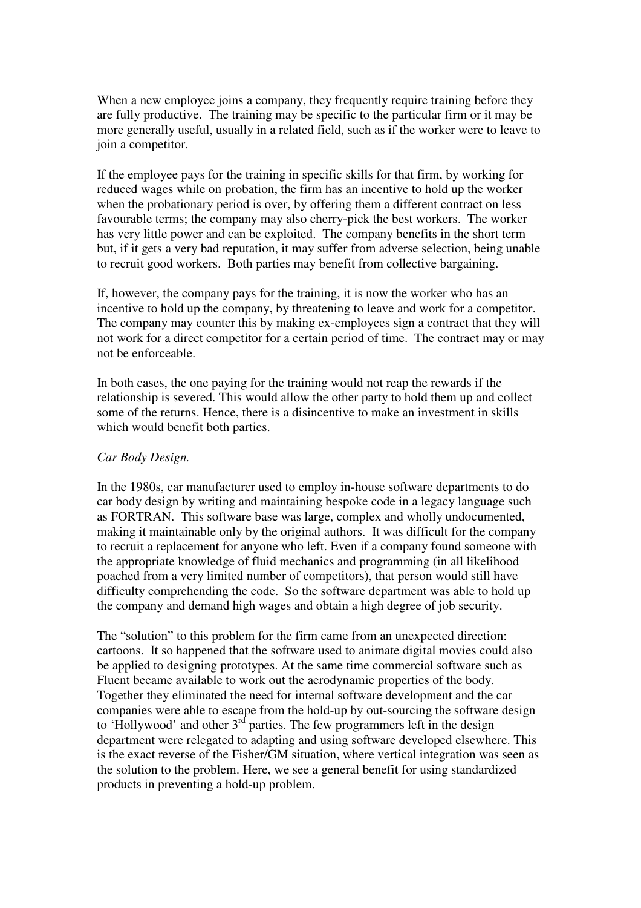When a new employee joins a company, they frequently require training before they are fully productive. The training may be specific to the particular firm or it may be more generally useful, usually in a related field, such as if the worker were to leave to join a competitor.

If the employee pays for the training in specific skills for that firm, by working for reduced wages while on probation, the firm has an incentive to hold up the worker when the probationary period is over, by offering them a different contract on less favourable terms; the company may also cherry-pick the best workers. The worker has very little power and can be exploited. The company benefits in the short term but, if it gets a very bad reputation, it may suffer from adverse selection, being unable to recruit good workers. Both parties may benefit from collective bargaining.

If, however, the company pays for the training, it is now the worker who has an incentive to hold up the company, by threatening to leave and work for a competitor. The company may counter this by making ex-employees sign a contract that they will not work for a direct competitor for a certain period of time. The contract may or may not be enforceable.

In both cases, the one paying for the training would not reap the rewards if the relationship is severed. This would allow the other party to hold them up and collect some of the returns. Hence, there is a disincentive to make an investment in skills which would benefit both parties.

*Car Body Design.*

In the 1980s, car manufacturer used to employ in-house software departments to do car body design by writing and maintaining bespoke code in a legacy language such as FORTRAN. This software base was large, complex and wholly undocumented, making it maintainable only by the original authors. It was difficult for the company to recruit a replacement for anyone who left. Even if a company found someone with the appropriate knowledge of fluid mechanics and programming (in all likelihood poached from a very limited number of competitors), that person would still have difficulty comprehending the code. So the software department was able to hold up the company and demand high wages and obtain a high degree of job security.

The "solution" to this problem for the firm came from an unexpected direction: cartoons. It so happened that the software used to animate digital movies could also be applied to designing prototypes. At the same time commercial software such as Fluent became available to work out the aerodynamic properties of the body. Together they eliminated the need for internal software development and the car companies were able to escape from the hold-up by out-sourcing the software design to 'Hollywood' and other 3rd parties. The few programmers left in the design department were relegated to adapting and using software developed elsewhere. This is the exact reverse of the Fisher/GM situation, where vertical integration was seen as the solution to the problem. Here, we see a general benefit for using standardized products in preventing a hold-up problem.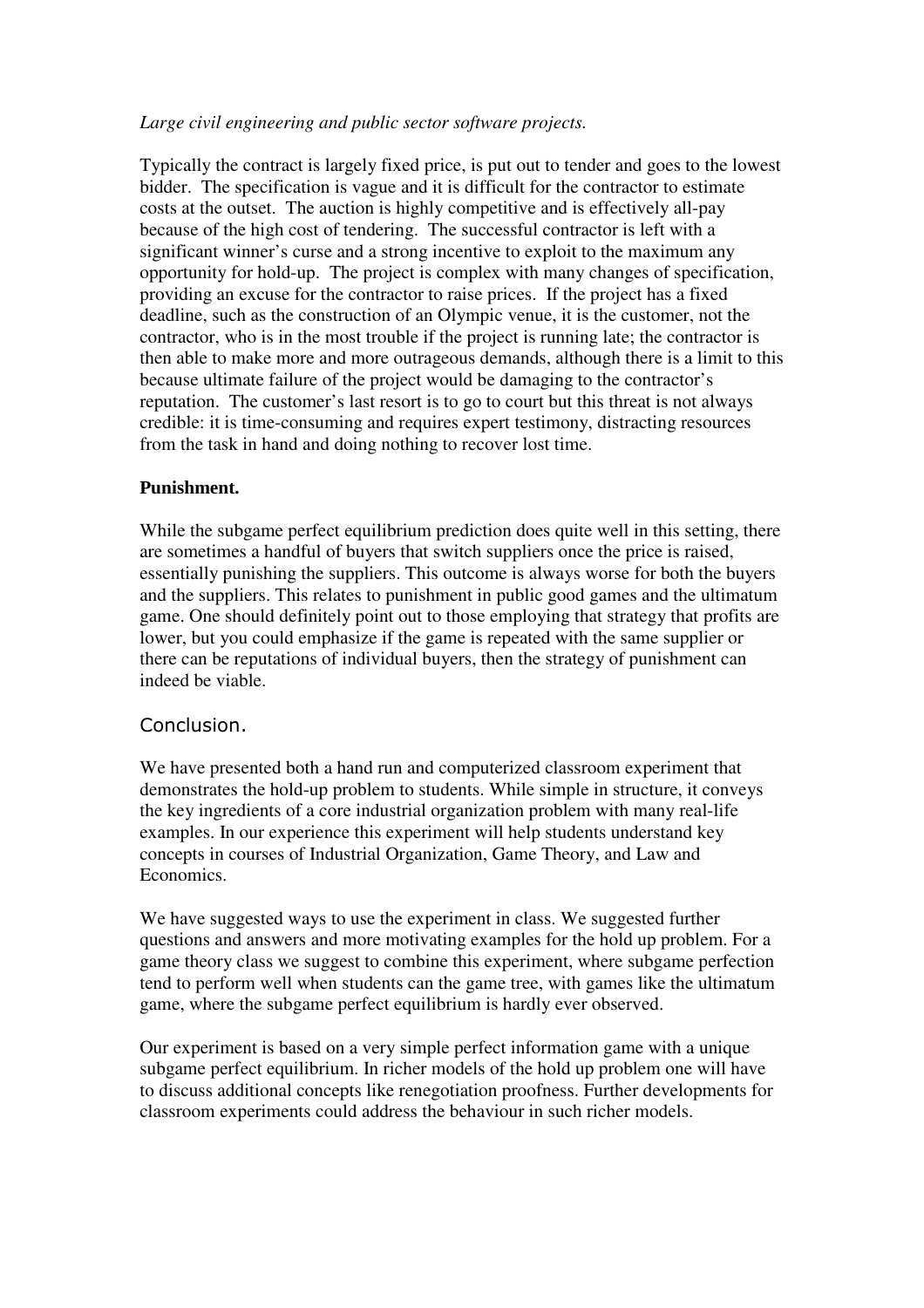*Large civil engineering and public sector software projects.*

Typically the contract is largely fixed price, is put out to tender and goes to the lowest bidder. The specification is vague and it is difficult for the contractor to estimate costs at the outset. The auction is highly competitive and is effectively all-pay because of the high cost of tendering. The successful contractor is left with a significant winner's curse and a strong incentive to exploit to the maximum any opportunity for hold-up. The project is complex with many changes of specification, providing an excuse for the contractor to raise prices. If the project has a fixed deadline, such as the construction of an Olympic venue, it is the customer, not the contractor, who is in the most trouble if the project is running late; the contractor is then able to make more and more outrageous demands, although there is a limit to this because ultimate failure of the project would be damaging to the contractor's reputation. The customer's last resort is to go to court but this threat is not always credible: it is time-consuming and requires expert testimony, distracting resources from the task in hand and doing nothing to recover lost time.

**Punishment.**

While the subgame perfect equilibrium prediction does quite well in this setting, there are sometimes a handful of buyers that switch suppliers once the price is raised, essentially punishing the suppliers. This outcome is always worse for both the buyers and the suppliers. This relates to punishment in public good games and the ultimatum game. One should definitely point out to those employing that strategy that profits are lower, but you could emphasize if the game is repeated with the same supplier or there can be reputations of individual buyers, then the strategy of punishment can indeed be viable.

## Conclusion.

We have presented both a hand run and computerized classroom experiment that demonstrates the hold-up problem to students. While simple in structure, it conveys the key ingredients of a core industrial organization problem with many real-life examples. In our experience this experiment will help students understand key concepts in courses of Industrial Organization, Game Theory, and Law and Economics.

We have suggested ways to use the experiment in class. We suggested further questions and answers and more motivating examples for the hold up problem. For a game theory class we suggest to combine this experiment, where subgame perfection tend to perform well when students can the game tree, with games like the ultimatum game, where the subgame perfect equilibrium is hardly ever observed.

Our experiment is based on a very simple perfect information game with a unique subgame perfect equilibrium. In richer models of the hold up problem one will have to discuss additional concepts like renegotiation proofness. Further developments for classroom experiments could address the behaviour in such richer models.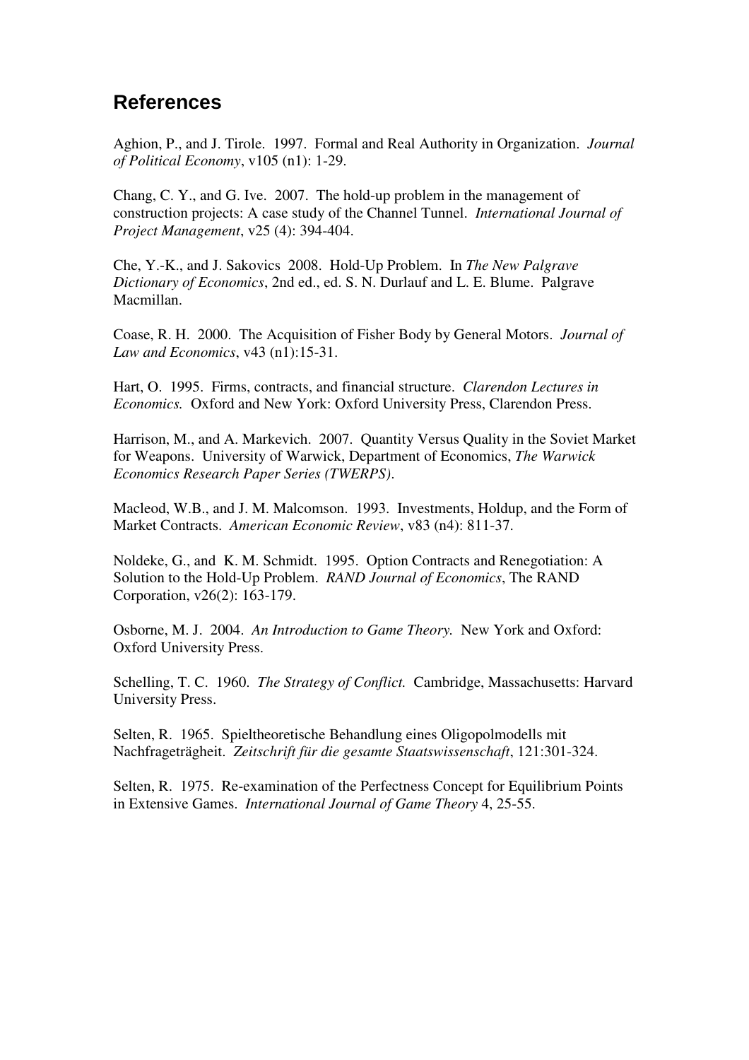## References

Aghion, P., and J. Tirole. 1997. Formal and Real Authority in Organization. *Journal of Political Economy*, v105 (n1): 1-29.

Chang, C. Y., and G. Ive. 2007. The hold-up problem in the management of construction projects: A case study of the Channel Tunnel. *International Journal of Project Management*, v25 (4): 394-404.

Che, Y.-K., and J. Sakovics 2008. Hold-Up Problem. In *The New Palgrave Dictionary of Economics*, 2nd ed., ed. S. N. Durlauf and L. E. Blume. Palgrave Macmillan.

Coase, R. H. 2000. The Acquisition of Fisher Body by General Motors. *Journal of Law and Economics*, v43 (n1):15-31.

Hart, O. 1995. Firms, contracts, and financial structure. *Clarendon Lectures in Economics.* Oxford and New York: Oxford University Press, Clarendon Press.

Harrison, M., and A. Markevich. 2007. Quantity Versus Quality in the Soviet Market for Weapons. University of Warwick, Department of Economics, *The Warwick Economics Research Paper Series (TWERPS)*.

Macleod, W.B., and J. M. Malcomson. 1993. Investments, Holdup, and the Form of Market Contracts. *American Economic Review*, v83 (n4): 811-37.

Noldeke, G., and K. M. Schmidt. 1995. Option Contracts and Renegotiation: A Solution to the Hold-Up Problem. *RAND Journal of Economics*, The RAND Corporation, v26(2): 163-179.

Osborne, M. J. 2004. *An Introduction to Game Theory.* New York and Oxford: Oxford University Press.

Schelling, T. C. 1960. *The Strategy of Conflict.* Cambridge, Massachusetts: Harvard University Press.

Selten, R. 1965. Spieltheoretische Behandlung eines Oligopolmodells mit Nachfrageträgheit. *Zeitschrift für die gesamte Staatswissenschaft*, 121:301-324.

Selten, R. 1975. Re-examination of the Perfectness Concept for Equilibrium Points in Extensive Games. *International Journal of Game Theory* 4, 25-55.